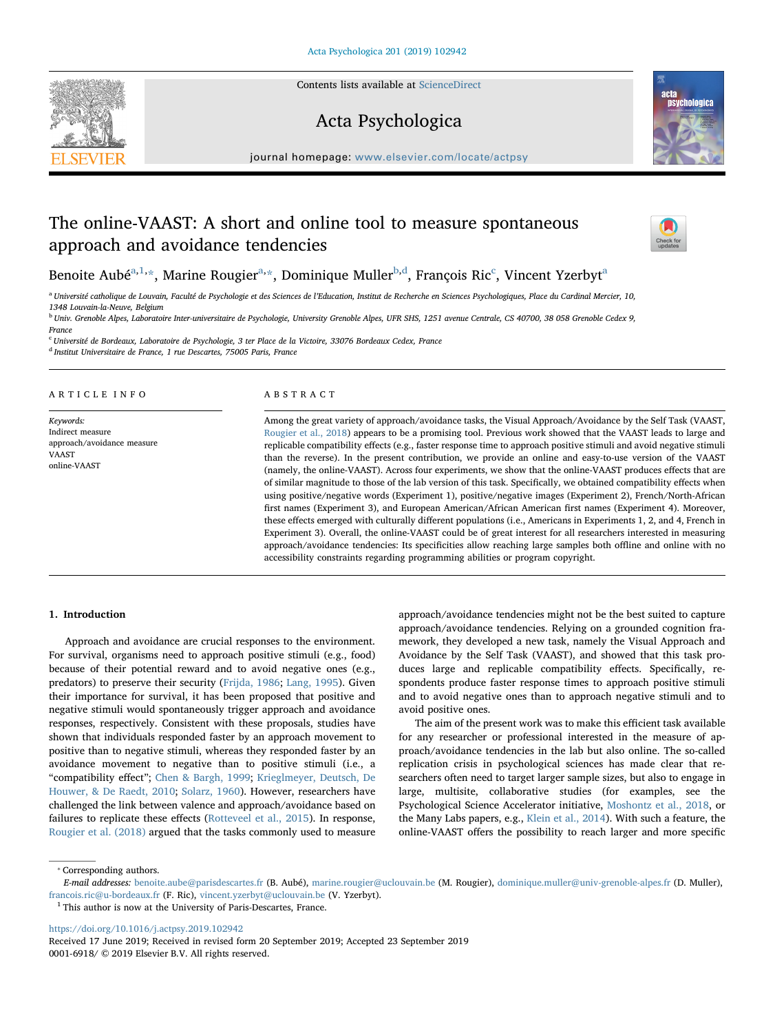# The online-VAAST: A short and online tool to measure spontaneous approach and avoidance tendencies

Benoite Aubé[a,1,*], Marine Rougier[a,*], Dominique Muller[b,d], François Ric[c], Vincent Yzerbyt[a]

[a] Université catholique de Louvain, Faculté de Psychologie et des Sciences de l'Education, Institut de Recherche en Sciences Psychologiques, Place du Cardinal Mercier, 10, 1348 Louvain-la-Neuve, Belgium

[b] Univ. Grenoble Alpes, Laboratoire Inter-universitaire de Psychologie, University Grenoble Alpes, UFR SHS, 1251 avenue Centrale, CS 40700, 38 058 Grenoble Cedex 9, France

[c] Université de Bordeaux, Laboratoire de Psychologie, 3 ter Place de la Victoire, 33076 Bordeaux Cedex, France

[d] Institut Universitaire de France, 1 rue Descartes, 75005 Paris, France

## ARTICLE INFO

*Keywords:*
Indirect measure
approach/avoidance measure
VAAST
online-VAAST

## ABSTRACT

Among the great variety of approach/avoidance tasks, the Visual Approach/Avoidance by the Self Task (VAAST, Rougier et al., 2018) appears to be a promising tool. Previous work showed that the VAAST leads to large and replicable compatibility effects (e.g., faster response time to approach positive stimuli and avoid negative stimuli than the reverse). In the present contribution, we provide an online and easy-to-use version of the VAAST (namely, the online-VAAST). Across four experiments, we show that the online-VAAST produces effects that are of similar magnitude to those of the lab version of this task. Specifically, we obtained compatibility effects when using positive/negative words (Experiment 1), positive/negative images (Experiment 2), French/North-African first names (Experiment 3), and European American/African American first names (Experiment 4). Moreover, these effects emerged with culturally different populations (i.e., Americans in Experiments 1, 2, and 4, French in Experiment 3). Overall, the online-VAAST could be of great interest for all researchers interested in measuring approach/avoidance tendencies: Its specificities allow reaching large samples both offline and online with no accessibility constraints regarding programming abilities or program copyright.

## 1. Introduction

Approach and avoidance are crucial responses to the environment. For survival, organisms need to approach positive stimuli (e.g., food) because of their potential reward and to avoid negative ones (e.g., predators) to preserve their security (Frijda, 1986; Lang, 1995). Given their importance for survival, it has been proposed that positive and negative stimuli would spontaneously trigger approach and avoidance responses, respectively. Consistent with these proposals, studies have shown that individuals responded faster by an approach movement to positive than to negative stimuli, whereas they responded faster by an avoidance movement to negative than to positive stimuli (i.e., a "compatibility effect"; Chen & Bargh, 1999; Krieglmeyer, Deutsch, De Houwer, & De Raedt, 2010; Solarz, 1960). However, researchers have challenged the link between valence and approach/avoidance based on failures to replicate these effects (Rotteveel et al., 2015). In response, Rougier et al. (2018) argued that the tasks commonly used to measure approach/avoidance tendencies might not be the best suited to capture approach/avoidance tendencies. Relying on a grounded cognition framework, they developed a new task, namely the Visual Approach and Avoidance by the Self Task (VAAST), and showed that this task produces large and replicable compatibility effects. Specifically, respondents produce faster response times to approach positive stimuli and to avoid negative ones than to approach negative stimuli and to avoid positive ones.

The aim of the present work was to make this efficient task available for any researcher or professional interested in the measure of approach/avoidance tendencies in the lab but also online. The so-called replication crisis in psychological sciences has made clear that researchers often need to target larger sample sizes, but also to engage in large, multisite, collaborative studies (for examples, see the Psychological Science Accelerator initiative, Moshontz et al., 2018, or the Many Labs papers, e.g., Klein et al., 2014). With such a feature, the online-VAAST offers the possibility to reach larger and more specific

* Corresponding authors.

*E-mail addresses:* benoite.aube@parisdescartes.fr (B. Aubé), marine.rougier@uclouvain.be (M. Rougier), dominique.muller@univ-grenoble-alpes.fr (D. Muller), francois.ric@u-bordeaux.fr (F. Ric), vincent.yzerbyt@uclouvain.be (V. Yzerbyt).

[1] This author is now at the University of Paris-Descartes, France.

https://doi.org/10.1016/j.actpsy.2019.102942

Received 17 June 2019; Received in revised form 20 September 2019; Accepted 23 September 2019

0001-6918/ © 2019 Elsevier B.V. All rights reserved.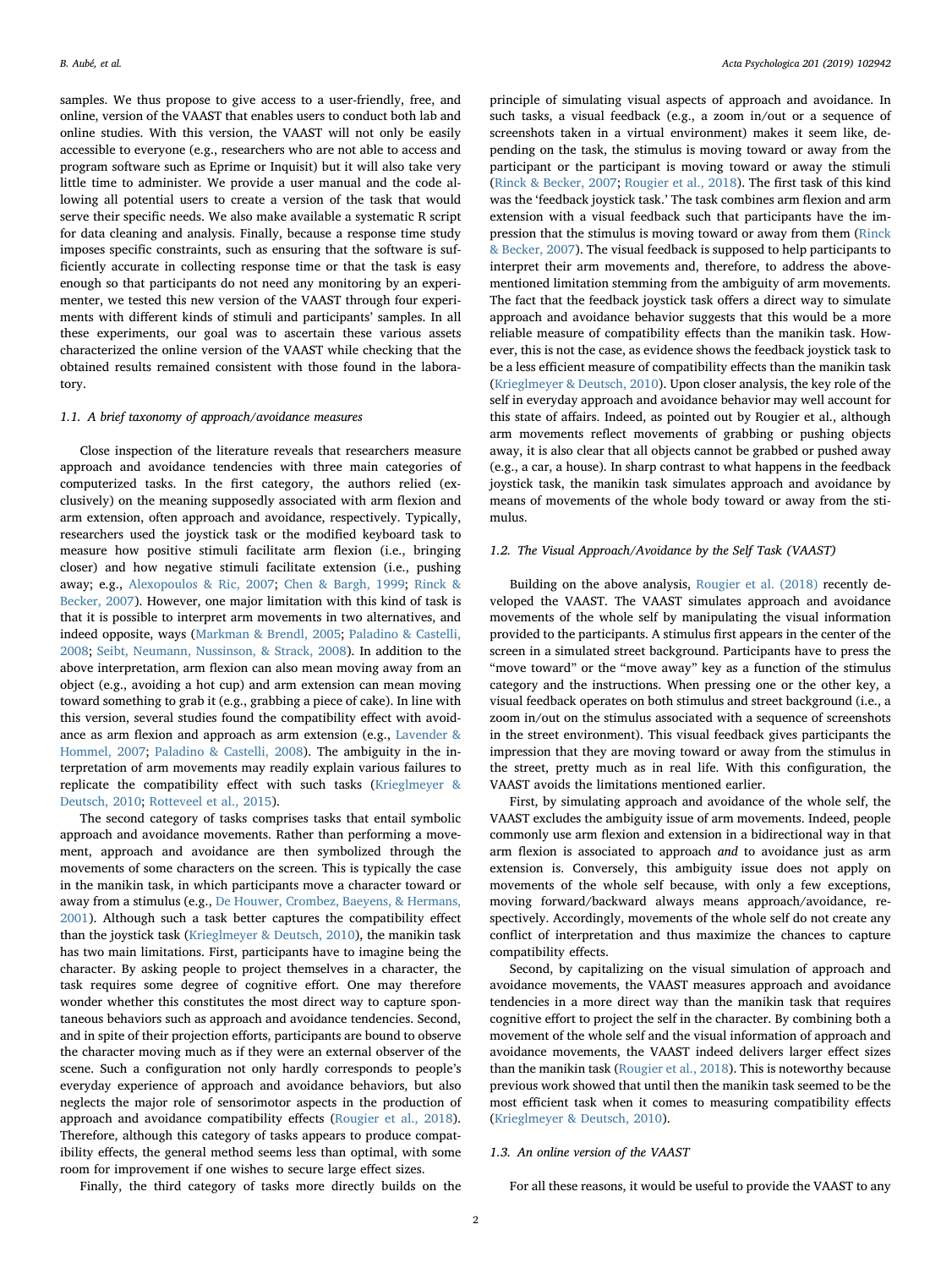samples. We thus propose to give access to a user-friendly, free, and online, version of the VAAST that enables users to conduct both lab and online studies. With this version, the VAAST will not only be easily accessible to everyone (e.g., researchers who are not able to access and program software such as Eprime or Inquisit) but it will also take very little time to administer. We provide a user manual and the code allowing all potential users to create a version of the task that would serve their specific needs. We also make available a systematic R script for data cleaning and analysis. Finally, because a response time study imposes specific constraints, such as ensuring that the software is sufficiently accurate in collecting response time or that the task is easy enough so that participants do not need any monitoring by an experimenter, we tested this new version of the VAAST through four experiments with different kinds of stimuli and participants' samples. In all these experiments, our goal was to ascertain these various assets characterized the online version of the VAAST while checking that the obtained results remained consistent with those found in the laboratory.

### 1.1. A brief taxonomy of approach/avoidance measures

Close inspection of the literature reveals that researchers measure approach and avoidance tendencies with three main categories of computerized tasks. In the first category, the authors relied (exclusively) on the meaning supposedly associated with arm flexion and arm extension, often approach and avoidance, respectively. Typically, researchers used the joystick task or the modified keyboard task to measure how positive stimuli facilitate arm flexion (i.e., bringing closer) and how negative stimuli facilitate extension (i.e., pushing away; e.g., Alexopoulos & Ric, 2007; Chen & Bargh, 1999; Rinck & Becker, 2007). However, one major limitation with this kind of task is that it is possible to interpret arm movements in two alternatives, and indeed opposite, ways (Markman & Brendl, 2005; Paladino & Castelli, 2008; Seibt, Neumann, Nussinson, & Strack, 2008). In addition to the above interpretation, arm flexion can also mean moving away from an object (e.g., avoiding a hot cup) and arm extension can mean moving toward something to grab it (e.g., grabbing a piece of cake). In line with this version, several studies found the compatibility effect with avoidance as arm flexion and approach as arm extension (e.g., Lavender & Hommel, 2007; Paladino & Castelli, 2008). The ambiguity in the interpretation of arm movements may readily explain various failures to replicate the compatibility effect with such tasks (Krieglmeyer & Deutsch, 2010; Rotteveel et al., 2015).

The second category of tasks comprises tasks that entail symbolic approach and avoidance movements. Rather than performing a movement, approach and avoidance are then symbolized through the movements of some characters on the screen. This is typically the case in the manikin task, in which participants move a character toward or away from a stimulus (e.g., De Houwer, Crombez, Baeyens, & Hermans, 2001). Although such a task better captures the compatibility effect than the joystick task (Krieglmeyer & Deutsch, 2010), the manikin task has two main limitations. First, participants have to imagine being the character. By asking people to project themselves in a character, the task requires some degree of cognitive effort. One may therefore wonder whether this constitutes the most direct way to capture spontaneous behaviors such as approach and avoidance tendencies. Second, and in spite of their projection efforts, participants are bound to observe the character moving much as if they were an external observer of the scene. Such a configuration not only hardly corresponds to people's everyday experience of approach and avoidance behaviors, but also neglects the major role of sensorimotor aspects in the production of approach and avoidance compatibility effects (Rougier et al., 2018). Therefore, although this category of tasks appears to produce compatibility effects, the general method seems less than optimal, with some room for improvement if one wishes to secure large effect sizes.

Finally, the third category of tasks more directly builds on the principle of simulating visual aspects of approach and avoidance. In such tasks, a visual feedback (e.g., a zoom in/out or a sequence of screenshots taken in a virtual environment) makes it seem like, depending on the task, the stimulus is moving toward or away from the participant or the participant is moving toward or away the stimuli (Rinck & Becker, 2007; Rougier et al., 2018). The first task of this kind was the 'feedback joystick task.' The task combines arm flexion and arm extension with a visual feedback such that participants have the impression that the stimulus is moving toward or away from them (Rinck & Becker, 2007). The visual feedback is supposed to help participants to interpret their arm movements and, therefore, to address the above-mentioned limitation stemming from the ambiguity of arm movements. The fact that the feedback joystick task offers a direct way to simulate approach and avoidance behavior suggests that this would be a more reliable measure of compatibility effects than the manikin task. However, this is not the case, as evidence shows the feedback joystick task to be a less efficient measure of compatibility effects than the manikin task (Krieglmeyer & Deutsch, 2010). Upon closer analysis, the key role of the self in everyday approach and avoidance behavior may well account for this state of affairs. Indeed, as pointed out by Rougier et al., although arm movements reflect movements of grabbing or pushing objects away, it is also clear that all objects cannot be grabbed or pushed away (e.g., a car, a house). In sharp contrast to what happens in the feedback joystick task, the manikin task simulates approach and avoidance by means of movements of the whole body toward or away from the stimulus.

### 1.2. The Visual Approach/Avoidance by the Self Task (VAAST)

Building on the above analysis, Rougier et al. (2018) recently developed the VAAST. The VAAST simulates approach and avoidance movements of the whole self by manipulating the visual information provided to the participants. A stimulus first appears in the center of the screen in a simulated street background. Participants have to press the "move toward" or the "move away" key as a function of the stimulus category and the instructions. When pressing one or the other key, a visual feedback operates on both stimulus and street background (i.e., a zoom in/out on the stimulus associated with a sequence of screenshots in the street environment). This visual feedback gives participants the impression that they are moving toward or away from the stimulus in the street, pretty much as in real life. With this configuration, the VAAST avoids the limitations mentioned earlier.

First, by simulating approach and avoidance of the whole self, the VAAST excludes the ambiguity issue of arm movements. Indeed, people commonly use arm flexion and extension in a bidirectional way in that arm flexion is associated to approach *and* to avoidance just as arm extension is. Conversely, this ambiguity issue does not apply on movements of the whole self because, with only a few exceptions, moving forward/backward always means approach/avoidance, respectively. Accordingly, movements of the whole self do not create any conflict of interpretation and thus maximize the chances to capture compatibility effects.

Second, by capitalizing on the visual simulation of approach and avoidance movements, the VAAST measures approach and avoidance tendencies in a more direct way than the manikin task that requires cognitive effort to project the self in the character. By combining both a movement of the whole self and the visual information of approach and avoidance movements, the VAAST indeed delivers larger effect sizes than the manikin task (Rougier et al., 2018). This is noteworthy because previous work showed that until then the manikin task seemed to be the most efficient task when it comes to measuring compatibility effects (Krieglmeyer & Deutsch, 2010).

### 1.3. An online version of the VAAST

For all these reasons, it would be useful to provide the VAAST to any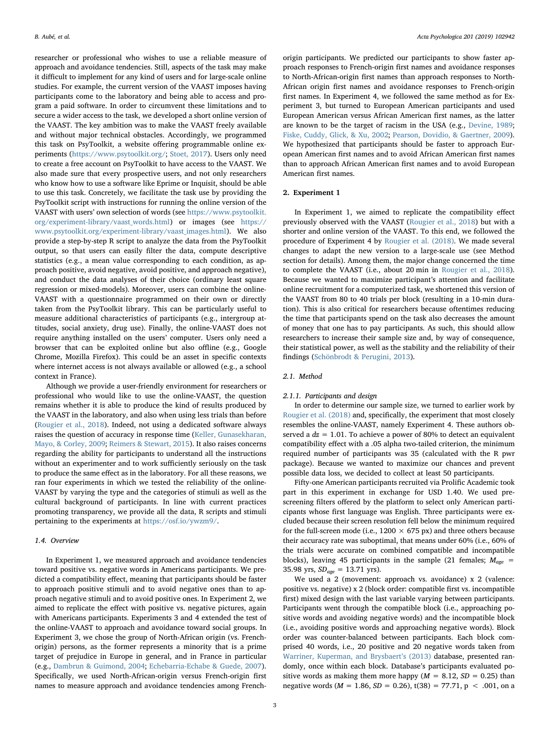researcher or professional who wishes to use a reliable measure of approach and avoidance tendencies. Still, aspects of the task may make it difficult to implement for any kind of users and for large-scale online studies. For example, the current version of the VAAST imposes having participants come to the laboratory and being able to access and program a paid software. In order to circumvent these limitations and to secure a wider access to the task, we developed a short online version of the VAAST. The key ambition was to make the VAAST freely available and without major technical obstacles. Accordingly, we programmed this task on PsyToolkit, a website offering programmable online experiments (https://www.psytoolkit.org/; Stoet, 2017). Users only need to create a free account on PsyToolkit to have access to the VAAST. We also made sure that every prospective users, and not only researchers who know how to use a software like Eprime or Inquisit, should be able to use this task. Concretely, we facilitate the task use by providing the PsyToolkit script with instructions for running the online version of the VAAST with users' own selection of words (see https://www.psytoolkit.org/experiment-library/vaast_words.html) or images (see https://www.psytoolkit.org/experiment-library/vaast_images.html). We also provide a step-by-step R script to analyze the data from the PsyToolkit output, so that users can easily filter the data, compute descriptive statistics (e.g., a mean value corresponding to each condition, as approach positive, avoid negative, avoid positive, and approach negative), and conduct the data analyses of their choice (ordinary least square regression or mixed-models). Moreover, users can combine the online-VAAST with a questionnaire programmed on their own or directly taken from the PsyToolkit library. This can be particularly useful to measure additional characteristics of participants (e.g., intergroup attitudes, social anxiety, drug use). Finally, the online-VAAST does not require anything installed on the users' computer. Users only need a browser that can be exploited online but also offline (e.g., Google Chrome, Mozilla Firefox). This could be an asset in specific contexts where internet access is not always available or allowed (e.g., a school context in France).

Although we provide a user-friendly environment for researchers or professional who would like to use the online-VAAST, the question remains whether it is able to produce the kind of results produced by the VAAST in the laboratory, and also when using less trials than before (Rougier et al., 2018). Indeed, not using a dedicated software always raises the question of accuracy in response time (Keller, Gunasekharan, Mayo, & Corley, 2009; Reimers & Stewart, 2015). It also raises concerns regarding the ability for participants to understand all the instructions without an experimenter and to work sufficiently seriously on the task to produce the same effect as in the laboratory. For all these reasons, we ran four experiments in which we tested the reliability of the online-VAAST by varying the type and the categories of stimuli as well as the cultural background of participants. In line with current practices promoting transparency, we provide all the data, R scripts and stimuli pertaining to the experiments at https://osf.io/ywzm9/.

### 1.4. Overview

In Experiment 1, we measured approach and avoidance tendencies toward positive vs. negative words in Americans participants. We predicted a compatibility effect, meaning that participants should be faster to approach positive stimuli and to avoid negative ones than to approach negative stimuli and to avoid positive ones. In Experiment 2, we aimed to replicate the effect with positive vs. negative pictures, again with Americans participants. Experiments 3 and 4 extended the test of the online-VAAST to approach and avoidance toward social groups. In Experiment 3, we chose the group of North-African origin (vs. French-origin) persons, as the former represents a minority that is a prime target of prejudice in Europe in general, and in France in particular (e.g., Dambrun & Guimond, 2004; Echebarria-Echabe & Guede, 2007). Specifically, we used North-African-origin versus French-origin first names to measure approach and avoidance tendencies among French-origin participants. We predicted our participants to show faster approach responses to French-origin first names and avoidance responses to North-African-origin first names than approach responses to North-African origin first names and avoidance responses to French-origin first names. In Experiment 4, we followed the same method as for Experiment 3, but turned to European American participants and used European American versus African American first names, as the latter are known to be the target of racism in the USA (e.g., Devine, 1989; Fiske, Cuddy, Glick, & Xu, 2002; Pearson, Dovidio, & Gaertner, 2009). We hypothesized that participants should be faster to approach European American first names and to avoid African American first names than to approach African American first names and to avoid European American first names.

## 2. Experiment 1

In Experiment 1, we aimed to replicate the compatibility effect previously observed with the VAAST (Rougier et al., 2018) but with a shorter and online version of the VAAST. To this end, we followed the procedure of Experiment 4 by Rougier et al. (2018). We made several changes to adapt the new version to a large-scale use (see Method section for details). Among them, the major change concerned the time to complete the VAAST (i.e., about 20 min in Rougier et al., 2018). Because we wanted to maximize participant's attention and facilitate online recruitment for a computerized task, we shortened this version of the VAAST from 80 to 40 trials per block (resulting in a 10-min duration). This is also critical for researchers because oftentimes reducing the time that participants spend on the task also decreases the amount of money that one has to pay participants. As such, this should allow researchers to increase their sample size and, by way of consequence, their statistical power, as well as the stability and the reliability of their findings (Schönbrodt & Perugini, 2013).

### 2.1. Method

#### 2.1.1. Participants and design

In order to determine our sample size, we turned to earlier work by Rougier et al. (2018) and, specifically, the experiment that most closely resembles the online-VAAST, namely Experiment 4. These authors observed a $dz = 1.01$. To achieve a power of 80% to detect an equivalent compatibility effect with a .05 alpha two-tailed criterion, the minimum required number of participants was 35 (calculated with the R pwr package). Because we wanted to maximize our chances and prevent possible data loss, we decided to collect at least 50 participants.

Fifty-one American participants recruited via Prolific Academic took part in this experiment in exchange for USD 1.40. We used prescreening filters offered by the platform to select only American participants whose first language was English. Three participants were excluded because their screen resolution fell below the minimum required for the full-screen mode (i.e., 1200 × 675 px) and three others because their accuracy rate was suboptimal, that means under 60% (i.e., 60% of the trials were accurate on combined compatible and incompatible blocks), leaving 45 participants in the sample (21 females; $M_{age}$ = 35.98 yrs, $SD_{age}$ = 13.71 yrs).

We used a 2 (movement: approach vs. avoidance) x 2 (valence: positive vs. negative) x 2 (block order: compatible first vs. incompatible first) mixed design with the last variable varying between participants. Participants went through the compatible block (i.e., approaching positive words and avoiding negative words) and the incompatible block (i.e., avoiding positive words and approaching negative words). Block order was counter-balanced between participants. Each block comprised 40 words, i.e., 20 positive and 20 negative words taken from Warriner, Kuperman, and Brysbaert's (2013) database, presented randomly, once within each block. Database's participants evaluated positive words as making them more happy ($M = 8.12$, $SD = 0.25$) than negative words ($M = 1.86$, $SD = 0.26$), $t(38) = 77.71$, $p < .001$, on a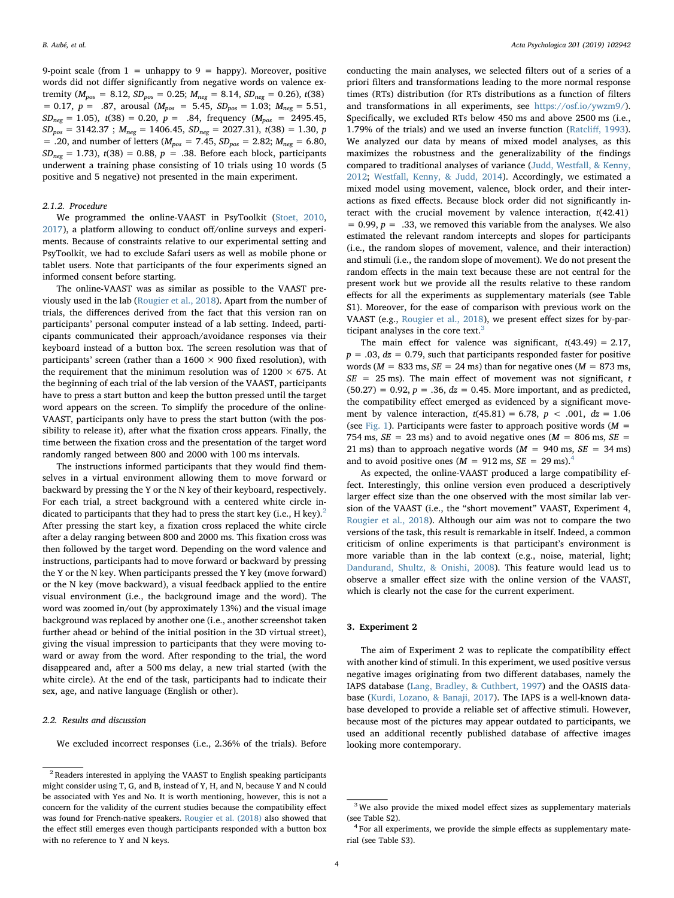9-point scale (from 1 = unhappy to 9 = happy). Moreover, positive words did not differ significantly from negative words on valence extremity ($M_{pos}$ = 8.12, $SD_{pos}$ = 0.25; $M_{neg}$ = 8.14, $SD_{neg}$ = 0.26), $t$(38) = 0.17, $p$ = .87, arousal ($M_{pos}$ = 5.45, $SD_{pos}$ = 1.03; $M_{neg}$ = 5.51, $SD_{neg}$ = 1.05), $t$(38) = 0.20, $p$ = .84, frequency ($M_{pos}$ = 2495.45, $SD_{pos}$ = 3142.37 ; $M_{neg}$ = 1406.45, $SD_{neg}$ = 2027.31), $t$(38) = 1.30, $p$ = .20, and number of letters ($M_{pos}$ = 7.45, $SD_{pos}$ = 2.82; $M_{neg}$ = 6.80, $SD_{neg}$ = 1.73), $t$(38) = 0.88, $p$ = .38. Before each block, participants underwent a training phase consisting of 10 trials using 10 words (5 positive and 5 negative) not presented in the main experiment.

#### 2.1.2. Procedure

We programmed the online-VAAST in PsyToolkit (Stoet, 2010, 2017), a platform allowing to conduct off/online surveys and experiments. Because of constraints relative to our experimental setting and PsyToolkit, we had to exclude Safari users as well as mobile phone or tablet users. Note that participants of the four experiments signed an informed consent before starting.

The online-VAAST was as similar as possible to the VAAST previously used in the lab (Rougier et al., 2018). Apart from the number of trials, the differences derived from the fact that this version ran on participants' personal computer instead of a lab setting. Indeed, participants communicated their approach/avoidance responses via their keyboard instead of a button box. The screen resolution was that of participants' screen (rather than a 1600 × 900 fixed resolution), with the requirement that the minimum resolution was of 1200 × 675. At the beginning of each trial of the lab version of the VAAST, participants have to press a start button and keep the button pressed until the target word appears on the screen. To simplify the procedure of the online-VAAST, participants only have to press the start button (with the possibility to release it), after what the fixation cross appears. Finally, the time between the fixation cross and the presentation of the target word randomly ranged between 800 and 2000 with 100 ms intervals.

The instructions informed participants that they would find themselves in a virtual environment allowing them to move forward or backward by pressing the Y or the N key of their keyboard, respectively. For each trial, a street background with a centered white circle indicated to participants that they had to press the start key (i.e., H key).[2] After pressing the start key, a fixation cross replaced the white circle after a delay ranging between 800 and 2000 ms. This fixation cross was then followed by the target word. Depending on the word valence and instructions, participants had to move forward or backward by pressing the Y or the N key. When participants pressed the Y key (move forward) or the N key (move backward), a visual feedback applied to the entire visual environment (i.e., the background image and the word). The word was zoomed in/out (by approximately 13%) and the visual image background was replaced by another one (i.e., another screenshot taken further ahead or behind of the initial position in the 3D virtual street), giving the visual impression to participants that they were moving toward or away from the word. After responding to the trial, the word disappeared and, after a 500 ms delay, a new trial started (with the white circle). At the end of the task, participants had to indicate their sex, age, and native language (English or other).

### 2.2. Results and discussion

We excluded incorrect responses (i.e., 2.36% of the trials). Before conducting the main analyses, we selected filters out of a series of a priori filters and transformations leading to the more normal response times (RTs) distribution (for RTs distributions as a function of filters and transformations in all experiments, see https://osf.io/ywzm9/). Specifically, we excluded RTs below 450 ms and above 2500 ms (i.e., 1.79% of the trials) and we used an inverse function (Ratcliff, 1993). We analyzed our data by means of mixed model analyses, as this maximizes the robustness and the generalizability of the findings compared to traditional analyses of variance (Judd, Westfall, & Kenny, 2012; Westfall, Kenny, & Judd, 2014). Accordingly, we estimated a mixed model using movement, valence, block order, and their interactions as fixed effects. Because block order did not significantly interact with the crucial movement by valence interaction, $t$(42.41) = 0.99, $p$ = .33, we removed this variable from the analyses. We also estimated the relevant random intercepts and slopes for participants (i.e., the random slopes of movement, valence, and their interaction) and stimuli (i.e., the random slope of movement). We do not present the random effects in the main text because these are not central for the present work but we provide all the results relative to these random effects for all the experiments as supplementary materials (see Table S1). Moreover, for the ease of comparison with previous work on the VAAST (e.g., Rougier et al., 2018), we present effect sizes for by-participant analyses in the core text.[3]

The main effect for valence was significant, $t$(43.49) = 2.17, $p$ = .03, $dz$ = 0.79, such that participants responded faster for positive words ($M$ = 833 ms, $SE$ = 24 ms) than for negative ones ($M$ = 873 ms, $SE$ = 25 ms). The main effect of movement was not significant, $t$(50.27) = 0.92, $p$ = .36, $dz$ = 0.45. More important, and as predicted, the compatibility effect emerged as evidenced by a significant movement by valence interaction, $t$(45.81) = 6.78, $p$ < .001, $dz$ = 1.06 (see Fig. 1). Participants were faster to approach positive words ($M$ = 754 ms, $SE$ = 23 ms) and to avoid negative ones ($M$ = 806 ms, $SE$ = 21 ms) than to approach negative words ($M$ = 940 ms, $SE$ = 34 ms) and to avoid positive ones ($M$ = 912 ms, $SE$ = 29 ms).[4]

As expected, the online-VAAST produced a large compatibility effect. Interestingly, this online version even produced a descriptively larger effect size than the one observed with the most similar lab version of the VAAST (i.e., the "short movement" VAAST, Experiment 4, Rougier et al., 2018). Although our aim was not to compare the two versions of the task, this result is remarkable in itself. Indeed, a common criticism of online experiments is that participant's environment is more variable than in the lab context (e.g., noise, material, light; Dandurand, Shultz, & Onishi, 2008). This feature would lead us to observe a smaller effect size with the online version of the VAAST, which is clearly not the case for the current experiment.

## 3. Experiment 2

The aim of Experiment 2 was to replicate the compatibility effect with another kind of stimuli. In this experiment, we used positive versus negative images originating from two different databases, namely the IAPS database (Lang, Bradley, & Cuthbert, 1997) and the OASIS database (Kurdi, Lozano, & Banaji, 2017). The IAPS is a well-known database developed to provide a reliable set of affective stimuli. However, because most of the pictures may appear outdated to participants, we used an additional recently published database of affective images looking more contemporary.

---

[2] Readers interested in applying the VAAST to English speaking participants might consider using T, G, and B, instead of Y, H, and N, because Y and N could be associated with Yes and No. It is worth mentioning, however, this is not a concern for the validity of the current studies because the compatibility effect was found for French-native speakers. Rougier et al. (2018) also showed that the effect still emerges even though participants responded with a button box with no reference to Y and N keys.

[3] We also provide the mixed model effect sizes as supplementary materials (see Table S2).

[4] For all experiments, we provide the simple effects as supplementary material (see Table S3).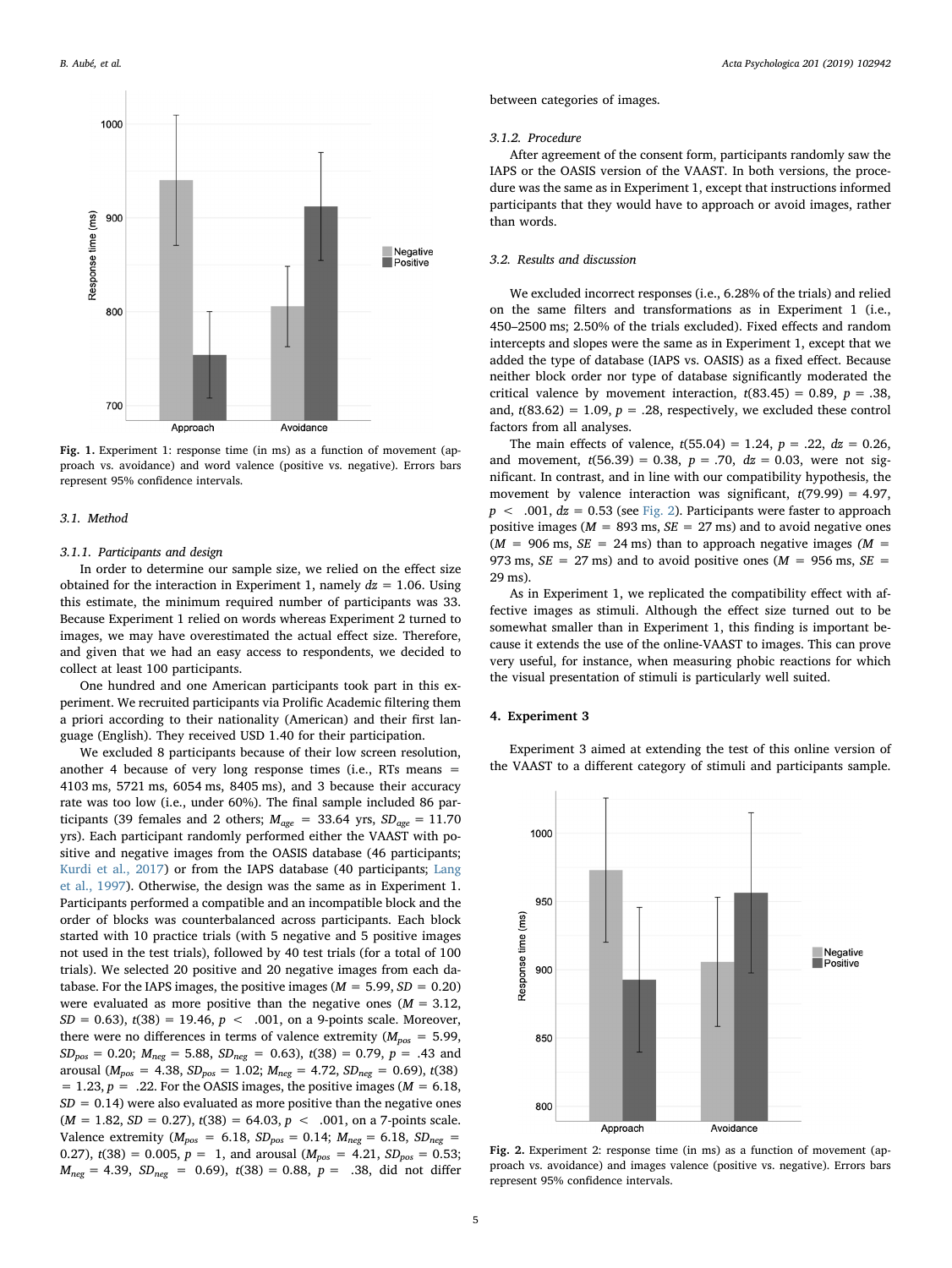Fig. 1. Experiment 1: response time (in ms) as a function of movement (approach vs. avoidance) and word valence (positive vs. negative). Errors bars represent 95% confidence intervals.

### 3.1. Method

#### 3.1.1. Participants and design

In order to determine our sample size, we relied on the effect size obtained for the interaction in Experiment 1, namely $dz = 1.06$. Using this estimate, the minimum required number of participants was 33. Because Experiment 1 relied on words whereas Experiment 2 turned to images, we may have overestimated the actual effect size. Therefore, and given that we had an easy access to respondents, we decided to collect at least 100 participants.

One hundred and one American participants took part in this experiment. We recruited participants via Prolific Academic filtering them a priori according to their nationality (American) and their first language (English). They received USD 1.40 for their participation.

We excluded 8 participants because of their low screen resolution, another 4 because of very long response times (i.e., RTs means = 4103 ms, 5721 ms, 6054 ms, 8405 ms), and 3 because their accuracy rate was too low (i.e., under 60%). The final sample included 86 participants (39 females and 2 others; $M_{age}$ = 33.64 yrs, $SD_{age}$ = 11.70 yrs). Each participant randomly performed either the VAAST with positive and negative images from the OASIS database (46 participants; Kurdi et al., 2017) or from the IAPS database (40 participants; Lang et al., 1997). Otherwise, the design was the same as in Experiment 1. Participants performed a compatible and an incompatible block and the order of blocks was counterbalanced across participants. Each block started with 10 practice trials (with 5 negative and 5 positive images not used in the test trials), followed by 40 test trials (for a total of 100 trials). We selected 20 positive and 20 negative images from each database. For the IAPS images, the positive images ($M$ = 5.99, $SD$ = 0.20) were evaluated as more positive than the negative ones ($M$ = 3.12, $SD$ = 0.63), $t(38) = 19.46$, $p < .001$, on a 9-points scale. Moreover, there were no differences in terms of valence extremity ($M_{pos}$ = 5.99, $SD_{pos}$ = 0.20; $M_{neg}$ = 5.88, $SD_{neg}$ = 0.63), $t(38) = 0.79$, $p = .43$ and arousal ($M_{pos}$ = 4.38, $SD_{pos}$ = 1.02; $M_{neg}$ = 4.72, $SD_{neg}$ = 0.69), $t(38) = 1.23$, $p = .22$. For the OASIS images, the positive images ($M$ = 6.18, $SD$ = 0.14) were also evaluated as more positive than the negative ones ($M$ = 1.82, $SD$ = 0.27), $t(38) = 64.03$, $p < .001$, on a 7-points scale. Valence extremity ($M_{pos}$ = 6.18, $SD_{pos}$ = 0.14; $M_{neg}$ = 6.18, $SD_{neg}$ = 0.27), $t(38) = 0.005$, $p = 1$, and arousal ($M_{pos}$ = 4.21, $SD_{pos}$ = 0.53; $M_{neg}$ = 4.39, $SD_{neg}$ = 0.69), $t(38) = 0.88$, $p = .38$, did not differ between categories of images.

#### 3.1.2. Procedure

After agreement of the consent form, participants randomly saw the IAPS or the OASIS version of the VAAST. In both versions, the procedure was the same as in Experiment 1, except that instructions informed participants that they would have to approach or avoid images, rather than words.

### 3.2. Results and discussion

We excluded incorrect responses (i.e., 6.28% of the trials) and relied on the same filters and transformations as in Experiment 1 (i.e., 450–2500 ms; 2.50% of the trials excluded). Fixed effects and random intercepts and slopes were the same as in Experiment 1, except that we added the type of database (IAPS vs. OASIS) as a fixed effect. Because neither block order nor type of database significantly moderated the critical valence by movement interaction, $t(83.45) = 0.89$, $p = .38$, and, $t(83.62) = 1.09$, $p = .28$, respectively, we excluded these control factors from all analyses.

The main effects of valence, $t(55.04) = 1.24$, $p = .22$, $dz = 0.26$, and movement, $t(56.39) = 0.38$, $p = .70$, $dz = 0.03$, were not significant. In contrast, and in line with our compatibility hypothesis, the movement by valence interaction was significant, $t(79.99) = 4.97$, $p < .001$, $dz = 0.53$ (see Fig. 2). Participants were faster to approach positive images ($M$ = 893 ms, $SE$ = 27 ms) and to avoid negative ones ($M$ = 906 ms, $SE$ = 24 ms) than to approach negative images ($M$ = 973 ms, $SE$ = 27 ms) and to avoid positive ones ($M$ = 956 ms, $SE$ = 29 ms).

As in Experiment 1, we replicated the compatibility effect with affective images as stimuli. Although the effect size turned out to be somewhat smaller than in Experiment 1, this finding is important because it extends the use of the online-VAAST to images. This can prove very useful, for instance, when measuring phobic reactions for which the visual presentation of stimuli is particularly well suited.

## 4. Experiment 3

Experiment 3 aimed at extending the test of this online version of the VAAST to a different category of stimuli and participants sample.

Fig. 2. Experiment 2: response time (in ms) as a function of movement (approach vs. avoidance) and images valence (positive vs. negative). Errors bars represent 95% confidence intervals.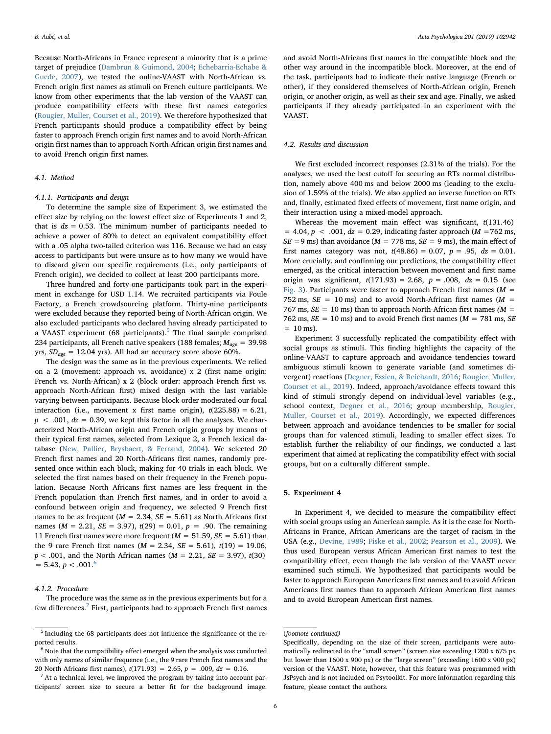Because North-Africans in France represent a minority that is a prime target of prejudice (Dambrun & Guimond, 2004; Echebarria-Echabe & Guede, 2007), we tested the online-VAAST with North-African vs. French origin first names as stimuli on French culture participants. We know from other experiments that the lab version of the VAAST can produce compatibility effects with these first names categories (Rougier, Muller, Courset et al., 2019). We therefore hypothesized that French participants should produce a compatibility effect by being faster to approach French origin first names and to avoid North-African origin first names than to approach North-African origin first names and to avoid French origin first names.

### 4.1. Method

#### 4.1.1. Participants and design

To determine the sample size of Experiment 3, we estimated the effect size by relying on the lowest effect size of Experiments 1 and 2, that is $dz = 0.53$. The minimum number of participants needed to achieve a power of 80% to detect an equivalent compatibility effect with a .05 alpha two-tailed criterion was 116. Because we had an easy access to participants but were unsure as to how many we would have to discard given our specific requirements (i.e., only participants of French origin), we decided to collect at least 200 participants more.

Three hundred and forty-one participants took part in the experiment in exchange for USD 1.14. We recruited participants via Foule Factory, a French crowdsourcing platform. Thirty-nine participants were excluded because they reported being of North-African origin. We also excluded participants who declared having already participated to a VAAST experiment (68 participants).[5] The final sample comprised 234 participants, all French native speakers (188 females; $M_{age} = 39.98$ yrs, $SD_{age} = 12.04$ yrs). All had an accuracy score above 60%.

The design was the same as in the previous experiments. We relied on a 2 (movement: approach vs. avoidance) x 2 (first name origin: French vs. North-African) x 2 (block order: approach French first vs. approach North-African first) mixed design with the last variable varying between participants. Because block order moderated our focal interaction (i.e., movement x first name origin), $t(225.88) = 6.21$, $p < .001$, $dz = 0.39$, we kept this factor in all the analyses. We characterized North-African origin and French origin groups by means of their typical first names, selected from Lexique 2, a French lexical database (New, Pallier, Brysbaert, & Ferrand, 2004). We selected 20 French first names and 20 North-Africans first names, randomly presented once within each block, making for 40 trials in each block. We selected the first names based on their frequency in the French population. Because North Africans first names are less frequent in the French population than French first names, and in order to avoid a confound between origin and frequency, we selected 9 French first names to be as frequent ($M = 2.34$, $SE = 5.61$) as North Africans first names ($M = 2.21$, $SE = 3.97$), $t(29) = 0.01$, $p = .90$. The remaining 11 French first names were more frequent ($M = 51.59$, $SE = 5.61$) than the 9 rare French first names ($M = 2.34$, $SE = 5.61$), $t(19) = 19.06$, $p < .001$, and the North African names ($M = 2.21$, $SE = 3.97$), $t(30) = 5.43$, $p < .001$.[6]

#### 4.1.2. Procedure

The procedure was the same as in the previous experiments but for a few differences.[7] First, participants had to approach French first names and avoid North-Africans first names in the compatible block and the other way around in the incompatible block. Moreover, at the end of the task, participants had to indicate their native language (French or other), if they considered themselves of North-African origin, French origin, or another origin, as well as their sex and age. Finally, we asked participants if they already participated in an experiment with the VAAST.

### 4.2. Results and discussion

We first excluded incorrect responses (2.31% of the trials). For the analyses, we used the best cutoff for securing an RTs normal distribution, namely above 400 ms and below 2000 ms (leading to the exclusion of 1.59% of the trials). We also applied an inverse function on RTs and, finally, estimated fixed effects of movement, first name origin, and their interaction using a mixed-model approach.

Whereas the movement main effect was significant, $t(131.46) = 4.04$, $p < .001$, $dz = 0.29$, indicating faster approach ($M = 762$ ms, $SE = 9$ ms) than avoidance ($M = 778$ ms, $SE = 9$ ms), the main effect of first names category was not, $t(48.86) = 0.07$, $p = .95$, $dz = 0.01$. More crucially, and confirming our predictions, the compatibility effect emerged, as the critical interaction between movement and first name origin was significant, $t(171.93) = 2.68$, $p = .008$, $dz = 0.15$ (see Fig. 3). Participants were faster to approach French first names ($M = 752$ ms, $SE = 10$ ms) and to avoid North-African first names ($M = 767$ ms, $SE = 10$ ms) than to approach North-African first names ($M = 762$ ms, $SE = 10$ ms) and to avoid French first names ($M = 781$ ms, $SE = 10$ ms).

Experiment 3 successfully replicated the compatibility effect with social groups as stimuli. This finding highlights the capacity of the online-VAAST to capture approach and avoidance tendencies toward ambiguous stimuli known to generate variable (and sometimes divergent) reactions (Degner, Essien, & Reichardt, 2016; Rougier, Muller, Courset et al., 2019). Indeed, approach/avoidance effects toward this kind of stimuli strongly depend on individual-level variables (e.g., school context, Degner et al., 2016; group membership, Rougier, Muller, Courset et al., 2019). Accordingly, we expected differences between approach and avoidance tendencies to be smaller for social groups than for valenced stimuli, leading to smaller effect sizes. To establish further the reliability of our findings, we conducted a last experiment that aimed at replicating the compatibility effect with social groups, but on a culturally different sample.

## 5. Experiment 4

In Experiment 4, we decided to measure the compatibility effect with social groups using an American sample. As it is the case for North-Africans in France, African Americans are the target of racism in the USA (e.g., Devine, 1989; Fiske et al., 2002; Pearson et al., 2009). We thus used European versus African American first names to test the compatibility effect, even though the lab version of the VAAST never examined such stimuli. We hypothesized that participants would be faster to approach European Americans first names and to avoid African Americans first names than to approach African American first names and to avoid European American first names.

---

[5] Including the 68 participants does not influence the significance of the reported results.

[6] Note that the compatibility effect emerged when the analysis was conducted with only names of similar frequence (i.e., the 9 rare French first names and the 20 North Africans first names), $t(171.93) = 2.65$, $p = .009$, $dz = 0.16$.

[7] At a technical level, we improved the program by taking into account participants' screen size to secure a better fit for the background image. Specifically, depending on the size of their screen, participants were automatically redirected to the "small screen" (screen size exceeding 1200 x 675 px but lower than 1600 x 900 px) or the "large screen" (exceeding 1600 x 900 px) version of the VAAST. Note, however, that this feature was programmed with JsPsych and is not included on Psytoolkit. For more information regarding this feature, please contact the authors.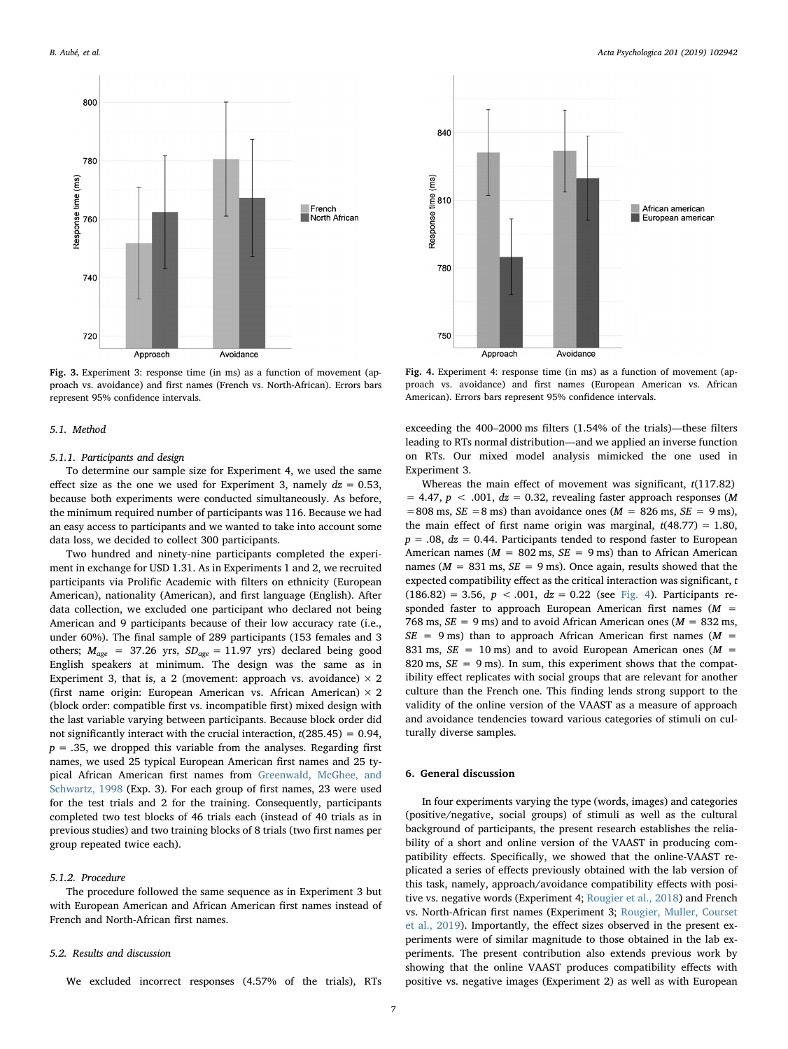Fig. 3. Experiment 3: response time (in ms) as a function of movement (approach vs. avoidance) and first names (French vs. North-African). Errors bars represent 95% confidence intervals.

Fig. 4. Experiment 4: response time (in ms) as a function of movement (approach vs. avoidance) and first names (European American vs. African American). Errors bars represent 95% confidence intervals.

### 5.1. Method

#### 5.1.1. Participants and design

To determine our sample size for Experiment 4, we used the same effect size as the one we used for Experiment 3, namely $dz = 0.53$, because both experiments were conducted simultaneously. As before, the minimum required number of participants was 116. Because we had an easy access to participants and we wanted to take into account some data loss, we decided to collect 300 participants.

Two hundred and ninety-nine participants completed the experiment in exchange for USD 1.31. As in Experiments 1 and 2, we recruited participants via Prolific Academic with filters on ethnicity (European American), nationality (American), and first language (English). After data collection, we excluded one participant who declared not being American and 9 participants because of their low accuracy rate (i.e., under 60%). The final sample of 289 participants (153 females and 3 others; $M_{age}$ = 37.26 yrs, $SD_{age}$ = 11.97 yrs) declared being good English speakers at minimum. The design was the same as in Experiment 3, that is, a 2 (movement: approach vs. avoidance) × 2 (first name origin: European American vs. African American) × 2 (block order: compatible first vs. incompatible first) mixed design with the last variable varying between participants. Because block order did not significantly interact with the crucial interaction, $t(285.45) = 0.94$, $p = .35$, we dropped this variable from the analyses. Regarding first names, we used 25 typical European American first names and 25 typical African American first names from Greenwald, McGhee, and Schwartz, 1998 (Exp. 3). For each group of first names, 23 were used for the test trials and 2 for the training. Consequently, participants completed two test blocks of 46 trials each (instead of 40 trials as in previous studies) and two training blocks of 8 trials (two first names per group repeated twice each).

#### 5.1.2. Procedure

The procedure followed the same sequence as in Experiment 3 but with European American and African American first names instead of French and North-African first names.

### 5.2. Results and discussion

We excluded incorrect responses (4.57% of the trials), RTs exceeding the 400–2000 ms filters (1.54% of the trials)—these filters leading to RTs normal distribution—and we applied an inverse function on RTs. Our mixed model analysis mimicked the one used in Experiment 3.

Whereas the main effect of movement was significant, $t(117.82) = 4.47$, $p < .001$, $dz = 0.32$, revealing faster approach responses ($M$ = 808 ms, $SE$ = 8 ms) than avoidance ones ($M$ = 826 ms, $SE$ = 9 ms), the main effect of first name origin was marginal, $t(48.77) = 1.80$, $p = .08$, $dz = 0.44$. Participants tended to respond faster to European American names ($M$ = 802 ms, $SE$ = 9 ms) than to African American names ($M$ = 831 ms, $SE$ = 9 ms). Once again, results showed that the expected compatibility effect as the critical interaction was significant, $t(186.82) = 3.56$, $p < .001$, $dz = 0.22$ (see Fig. 4). Participants responded faster to approach European American first names ($M$ = 768 ms, $SE$ = 9 ms) and to avoid African American ones ($M$ = 832 ms, $SE$ = 9 ms) than to approach African American first names ($M$ = 831 ms, $SE$ = 10 ms) and to avoid European American ones ($M$ = 820 ms, $SE$ = 9 ms). In sum, this experiment shows that the compatibility effect replicates with social groups that are relevant for another culture than the French one. This finding lends strong support to the validity of the online version of the VAAST as a measure of approach and avoidance tendencies toward various categories of stimuli on culturally diverse samples.

## 6. General discussion

In four experiments varying the type (words, images) and categories (positive/negative, social groups) of stimuli as well as the cultural background of participants, the present research establishes the reliability of a short and online version of the VAAST in producing compatibility effects. Specifically, we showed that the online-VAAST replicated a series of effects previously obtained with the lab version of this task, namely, approach/avoidance compatibility effects with positive vs. negative words (Experiment 4; Rougier et al., 2018) and French vs. North-African first names (Experiment 3; Rougier, Muller, Courset et al., 2019). Importantly, the effect sizes observed in the present experiments were of similar magnitude to those obtained in the lab experiments. The present contribution also extends previous work by showing that the online VAAST produces compatibility effects with positive vs. negative images (Experiment 2) as well as with European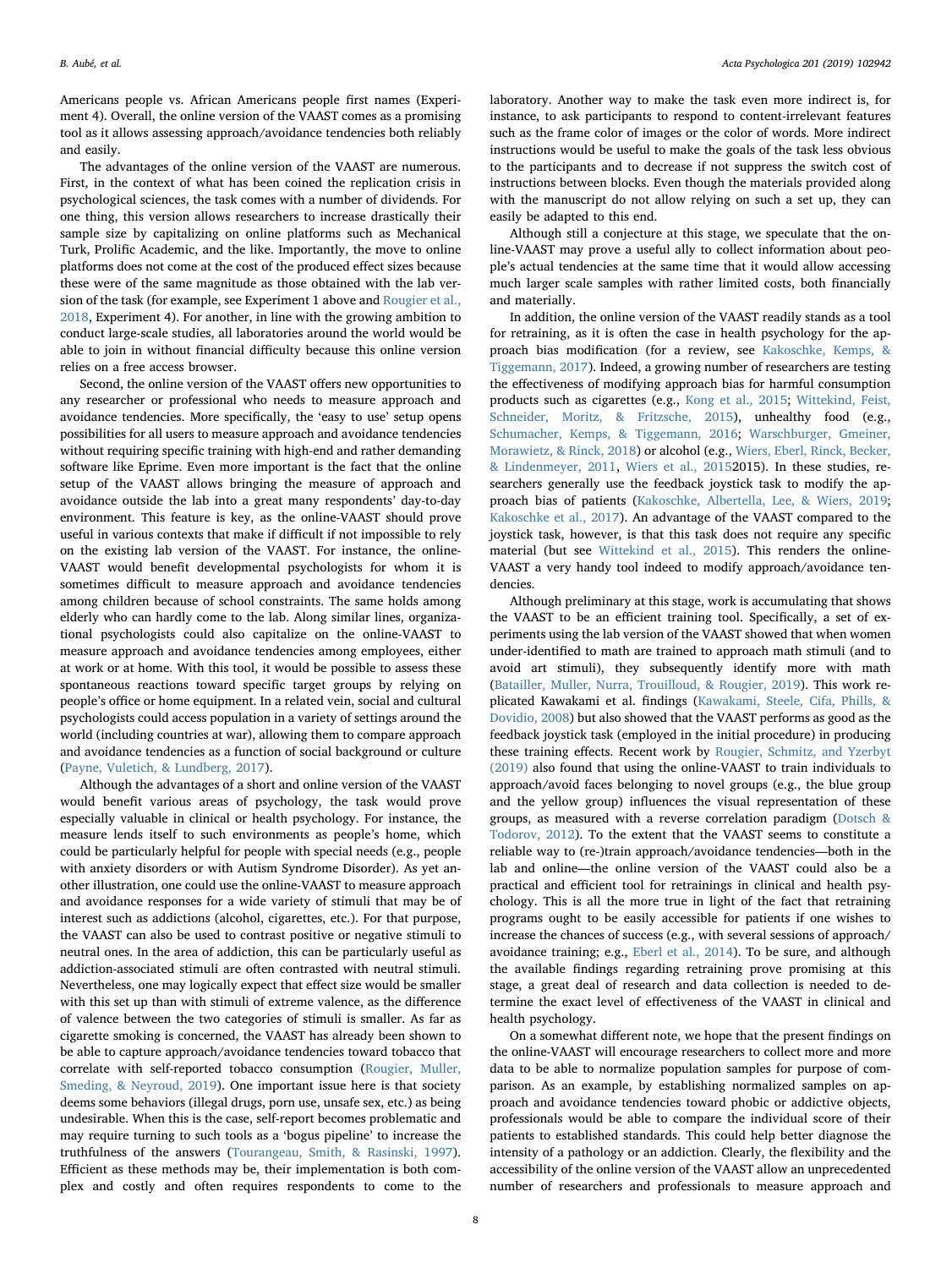Americans people vs. African Americans people first names (Experiment 4). Overall, the online version of the VAAST comes as a promising tool as it allows assessing approach/avoidance tendencies both reliably and easily.

The advantages of the online version of the VAAST are numerous. First, in the context of what has been coined the replication crisis in psychological sciences, the task comes with a number of dividends. For one thing, this version allows researchers to increase drastically their sample size by capitalizing on online platforms such as Mechanical Turk, Prolific Academic, and the like. Importantly, the move to online platforms does not come at the cost of the produced effect sizes because these were of the same magnitude as those obtained with the lab version of the task (for example, see Experiment 1 above and Rougier et al., 2018, Experiment 4). For another, in line with the growing ambition to conduct large-scale studies, all laboratories around the world would be able to join in without financial difficulty because this online version relies on a free access browser.

Second, the online version of the VAAST offers new opportunities to any researcher or professional who needs to measure approach and avoidance tendencies. More specifically, the 'easy to use' setup opens possibilities for all users to measure approach and avoidance tendencies without requiring specific training with high-end and rather demanding software like Eprime. Even more important is the fact that the online setup of the VAAST allows bringing the measure of approach and avoidance outside the lab into a great many respondents' day-to-day environment. This feature is key, as the online-VAAST should prove useful in various contexts that make if difficult if not impossible to rely on the existing lab version of the VAAST. For instance, the online-VAAST would benefit developmental psychologists for whom it is sometimes difficult to measure approach and avoidance tendencies among children because of school constraints. The same holds among elderly who can hardly come to the lab. Along similar lines, organizational psychologists could also capitalize on the online-VAAST to measure approach and avoidance tendencies among employees, either at work or at home. With this tool, it would be possible to assess these spontaneous reactions toward specific target groups by relying on people's office or home equipment. In a related vein, social and cultural psychologists could access population in a variety of settings around the world (including countries at war), allowing them to compare approach and avoidance tendencies as a function of social background or culture (Payne, Vuletich, & Lundberg, 2017).

Although the advantages of a short and online version of the VAAST would benefit various areas of psychology, the task would prove especially valuable in clinical or health psychology. For instance, the measure lends itself to such environments as people's home, which could be particularly helpful for people with special needs (e.g., people with anxiety disorders or with Autism Syndrome Disorder). As yet another illustration, one could use the online-VAAST to measure approach and avoidance responses for a wide variety of stimuli that may be of interest such as addictions (alcohol, cigarettes, etc.). For that purpose, the VAAST can also be used to contrast positive or negative stimuli to neutral ones. In the area of addiction, this can be particularly useful as addiction-associated stimuli are often contrasted with neutral stimuli. Nevertheless, one may logically expect that effect size would be smaller with this set up than with stimuli of extreme valence, as the difference of valence between the two categories of stimuli is smaller. As far as cigarette smoking is concerned, the VAAST has already been shown to be able to capture approach/avoidance tendencies toward tobacco that correlate with self-reported tobacco consumption (Rougier, Muller, Smeding, & Neyroud, 2019). One important issue here is that society deems some behaviors (illegal drugs, porn use, unsafe sex, etc.) as being undesirable. When this is the case, self-report becomes problematic and may require turning to such tools as a 'bogus pipeline' to increase the truthfulness of the answers (Tourangeau, Smith, & Rasinski, 1997). Efficient as these methods may be, their implementation is both complex and costly and often requires respondents to come to the laboratory. Another way to make the task even more indirect is, for instance, to ask participants to respond to content-irrelevant features such as the frame color of images or the color of words. More indirect instructions would be useful to make the goals of the task less obvious to the participants and to decrease if not suppress the switch cost of instructions between blocks. Even though the materials provided along with the manuscript do not allow relying on such a set up, they can easily be adapted to this end.

Although still a conjecture at this stage, we speculate that the online-VAAST may prove a useful ally to collect information about people's actual tendencies at the same time that it would allow accessing much larger scale samples with rather limited costs, both financially and materially.

In addition, the online version of the VAAST readily stands as a tool for retraining, as it is often the case in health psychology for the approach bias modification (for a review, see Kakoschke, Kemps, & Tiggemann, 2017). Indeed, a growing number of researchers are testing the effectiveness of modifying approach bias for harmful consumption products such as cigarettes (e.g., Kong et al., 2015; Wittekind, Feist, Schneider, Moritz, & Fritzsche, 2015), unhealthy food (e.g., Schumacher, Kemps, & Tiggemann, 2016; Warschburger, Gmeiner, Morawietz, & Rinck, 2018) or alcohol (e.g., Wiers, Eberl, Rinck, Becker, & Lindenmeyer, 2011, Wiers et al., 20152015). In these studies, researchers generally use the feedback joystick task to modify the approach bias of patients (Kakoschke, Albertella, Lee, & Wiers, 2019; Kakoschke et al., 2017). An advantage of the VAAST compared to the joystick task, however, is that this task does not require any specific material (but see Wittekind et al., 2015). This renders the online-VAAST a very handy tool indeed to modify approach/avoidance tendencies.

Although preliminary at this stage, work is accumulating that shows the VAAST to be an efficient training tool. Specifically, a set of experiments using the lab version of the VAAST showed that when women under-identified to math are trained to approach math stimuli (and to avoid art stimuli), they subsequently identify more with math (Batailler, Muller, Nurra, Trouilloud, & Rougier, 2019). This work replicated Kawakami et al. findings (Kawakami, Steele, Cifa, Phills, & Dovidio, 2008) but also showed that the VAAST performs as good as the feedback joystick task (employed in the initial procedure) in producing these training effects. Recent work by Rougier, Schmitz, and Yzerbyt (2019) also found that using the online-VAAST to train individuals to approach/avoid faces belonging to novel groups (e.g., the blue group and the yellow group) influences the visual representation of these groups, as measured with a reverse correlation paradigm (Dotsch & Todorov, 2012). To the extent that the VAAST seems to constitute a reliable way to (re-)train approach/avoidance tendencies—both in the lab and online—the online version of the VAAST could also be a practical and efficient tool for retrainings in clinical and health psychology. This is all the more true in light of the fact that retraining programs ought to be easily accessible for patients if one wishes to increase the chances of success (e.g., with several sessions of approach/avoidance training; e.g., Eberl et al., 2014). To be sure, and although the available findings regarding retraining prove promising at this stage, a great deal of research and data collection is needed to determine the exact level of effectiveness of the VAAST in clinical and health psychology.

On a somewhat different note, we hope that the present findings on the online-VAAST will encourage researchers to collect more and more data to be able to normalize population samples for purpose of comparison. As an example, by establishing normalized samples on approach and avoidance tendencies toward phobic or addictive objects, professionals would be able to compare the individual score of their patients to established standards. This could help better diagnose the intensity of a pathology or an addiction. Clearly, the flexibility and the accessibility of the online version of the VAAST allow an unprecedented number of researchers and professionals to measure approach and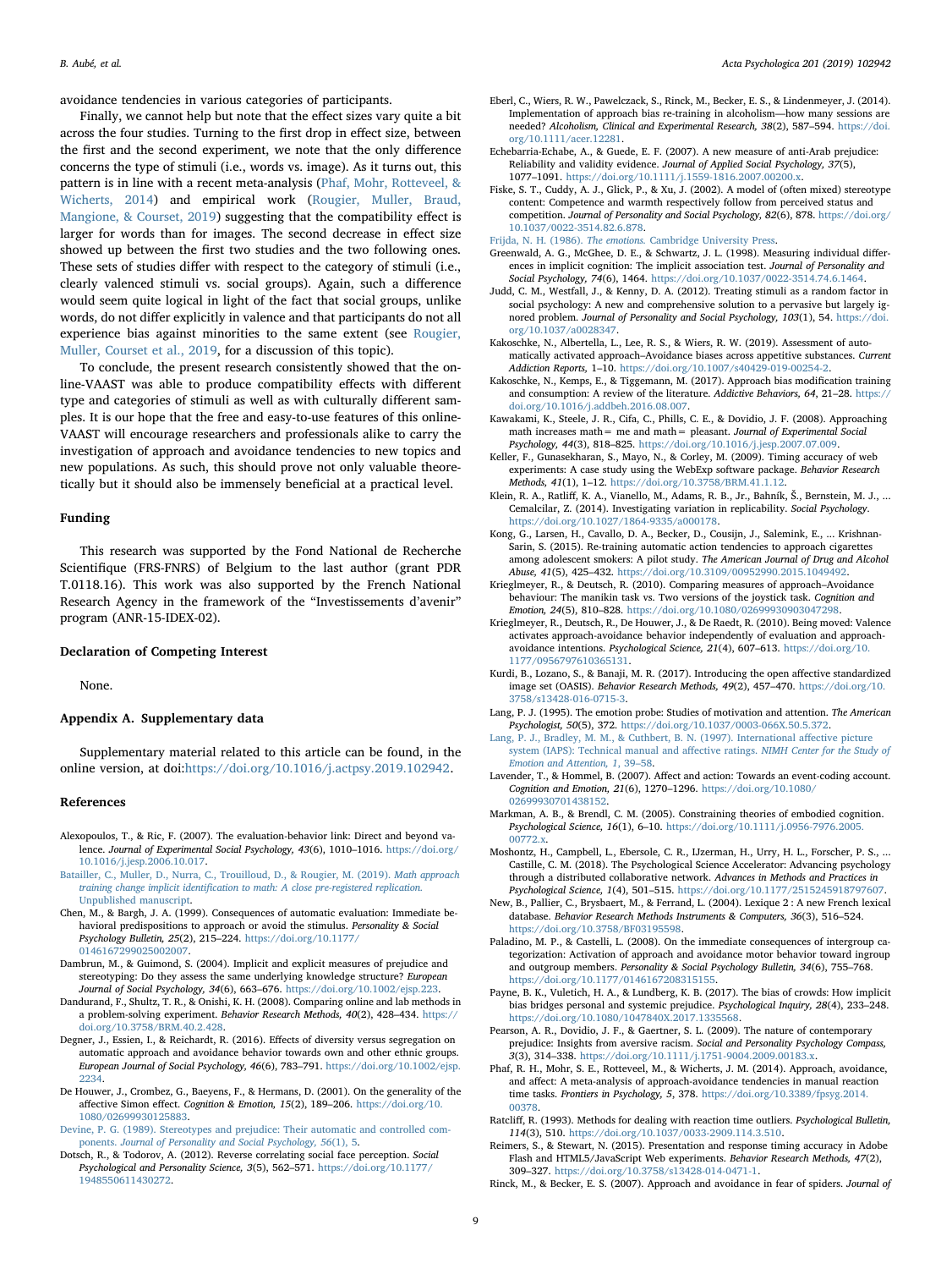avoidance tendencies in various categories of participants.

Finally, we cannot help but note that the effect sizes vary quite a bit across the four studies. Turning to the first drop in effect size, between the first and the second experiment, we note that the only difference concerns the type of stimuli (i.e., words vs. image). As it turns out, this pattern is in line with a recent meta-analysis (Phaf, Mohr, Rotteveel, & Wicherts, 2014) and empirical work (Rougier, Muller, Braud, Mangione, & Courset, 2019) suggesting that the compatibility effect is larger for words than for images. The second decrease in effect size showed up between the first two studies and the two following ones. These sets of studies differ with respect to the category of stimuli (i.e., clearly valenced stimuli vs. social groups). Again, such a difference would seem quite logical in light of the fact that social groups, unlike words, do not differ explicitly in valence and that participants do not all experience bias against minorities to the same extent (see Rougier, Muller, Courset et al., 2019, for a discussion of this topic).

To conclude, the present research consistently showed that the online-VAAST was able to produce compatibility effects with different type and categories of stimuli as well as with culturally different samples. It is our hope that the free and easy-to-use features of this online-VAAST will encourage researchers and professionals alike to carry the investigation of approach and avoidance tendencies to new topics and new populations. As such, this should prove not only valuable theoretically but it should also be immensely beneficial at a practical level.

## Funding

This research was supported by the Fond National de Recherche Scientifique (FRS-FNRS) of Belgium to the last author (grant PDR T.0118.16). This work was also supported by the French National Research Agency in the framework of the "Investissements d'avenir" program (ANR-15-IDEX-02).

## Declaration of Competing Interest

None.

## Appendix A. Supplementary data

Supplementary material related to this article can be found, in the online version, at doi:https://doi.org/10.1016/j.actpsy.2019.102942.

## References

Alexopoulos, T., & Ric, F. (2007). The evaluation-behavior link: Direct and beyond valence. *Journal of Experimental Social Psychology, 43*(6), 1010–1016. https://doi.org/10.1016/j.jesp.2006.10.017.

Batailler, C., Muller, D., Nurra, C., Trouilloud, D., & Rougier, M. (2019). *Math approach training change implicit identification to math: A close pre-registered replication.* Unpublished manuscript.

Chen, M., & Bargh, J. A. (1999). Consequences of automatic evaluation: Immediate behavioral predispositions to approach or avoid the stimulus. *Personality & Social Psychology Bulletin, 25*(2), 215–224. https://doi.org/10.1177/0146167299025002007.

Dambrun, M., & Guimond, S. (2004). Implicit and explicit measures of prejudice and stereotyping: Do they assess the same underlying knowledge structure? *European Journal of Social Psychology, 34*(6), 663–676. https://doi.org/10.1002/ejsp.223.

Dandurand, F., Shultz, T. R., & Onishi, K. H. (2008). Comparing online and lab methods in a problem-solving experiment. *Behavior Research Methods, 40*(2), 428–434. https://doi.org/10.3758/BRM.40.2.428.

Degner, J., Essien, I., & Reichardt, R. (2016). Effects of diversity versus segregation on automatic approach and avoidance behavior towards own and other ethnic groups. *European Journal of Social Psychology, 46*(6), 783–791. https://doi.org/10.1002/ejsp.2234.

De Houwer, J., Crombez, G., Baeyens, F., & Hermans, D. (2001). On the generality of the affective Simon effect. *Cognition & Emotion, 15*(2), 189–206. https://doi.org/10.1080/02699930125883.

Devine, P. G. (1989). Stereotypes and prejudice: Their automatic and controlled components. *Journal of Personality and Social Psychology, 56*(1), 5.

Dotsch, R., & Todorov, A. (2012). Reverse correlating social face perception. *Social Psychological and Personality Science, 3*(5), 562–571. https://doi.org/10.1177/1948550611430272.

Eberl, C., Wiers, R. W., Pawelczack, S., Rinck, M., Becker, E. S., & Lindenmeyer, J. (2014). Implementation of approach bias re-training in alcoholism—how many sessions are needed? *Alcoholism, Clinical and Experimental Research, 38*(2), 587–594. https://doi.org/10.1111/acer.12281.

Echebarria-Echabe, A., & Guede, E. F. (2007). A new measure of anti-Arab prejudice: Reliability and validity evidence. *Journal of Applied Social Psychology, 37*(5), 1077–1091. https://doi.org/10.1111/j.1559-1816.2007.00200.x.

Fiske, S. T., Cuddy, A. J., Glick, P., & Xu, J. (2002). A model of (often mixed) stereotype content: Competence and warmth respectively follow from perceived status and competition. *Journal of Personality and Social Psychology, 82*(6), 878. https://doi.org/10.1037/0022-3514.82.6.878.

Frijda, N. H. (1986). *The emotions.* Cambridge University Press.

Greenwald, A. G., McGhee, D. E., & Schwartz, J. L. (1998). Measuring individual differences in implicit cognition: The implicit association test. *Journal of Personality and Social Psychology, 74*(6), 1464. https://doi.org/10.1037/0022-3514.74.6.1464.

Judd, C. M., Westfall, J., & Kenny, D. A. (2012). Treating stimuli as a random factor in social psychology: A new and comprehensive solution to a pervasive but largely ignored problem. *Journal of Personality and Social Psychology, 103*(1), 54. https://doi.org/10.1037/a0028347.

Kakoschke, N., Albertella, L., Lee, R. S., & Wiers, R. W. (2019). Assessment of automatically activated approach–Avoidance biases across appetitive substances. *Current Addiction Reports,* 1–10. https://doi.org/10.1007/s40429-019-00254-2.

Kakoschke, N., Kemps, E., & Tiggemann, M. (2017). Approach bias modification training and consumption: A review of the literature. *Addictive Behaviors, 64*, 21–28. https://doi.org/10.1016/j.addbeh.2016.08.007.

Kawakami, K., Steele, J. R., Cifa, C., Phills, C. E., & Dovidio, J. F. (2008). Approaching math increases math= me and math= pleasant. *Journal of Experimental Social Psychology, 44*(3), 818–825. https://doi.org/10.1016/j.jesp.2007.07.009.

Keller, F., Gunasekharan, S., Mayo, N., & Corley, M. (2009). Timing accuracy of web experiments: A case study using the WebExp software package. *Behavior Research Methods, 41*(1), 1–12. https://doi.org/10.3758/BRM.41.1.12.

Klein, R. A., Ratliff, K. A., Vianello, M., Adams, R. B., Jr., Bahník, Š., Bernstein, M. J., ... Cemalcilar, Z. (2014). Investigating variation in replicability. *Social Psychology.* https://doi.org/10.1027/1864-9335/a000178.

Kong, G., Larsen, H., Cavallo, D. A., Becker, D., Cousijn, J., Salemink, E., ... Krishnan-Sarin, S. (2015). Re-training automatic action tendencies to approach cigarettes among adolescent smokers: A pilot study. *The American Journal of Drug and Alcohol Abuse, 41*(5), 425–432. https://doi.org/10.3109/00952990.2015.1049492.

Krieglmeyer, R., & Deutsch, R. (2010). Comparing measures of approach–Avoidance behaviour: The manikin task vs. Two versions of the joystick task. *Cognition and Emotion, 24*(5), 810–828. https://doi.org/10.1080/02699930903047298.

Krieglmeyer, R., Deutsch, R., De Houwer, J., & De Raedt, R. (2010). Being moved: Valence activates approach-avoidance behavior independently of evaluation and approach-avoidance intentions. *Psychological Science, 21*(4), 607–613. https://doi.org/10.1177/0956797610365131.

Kurdi, B., Lozano, S., & Banaji, M. R. (2017). Introducing the open affective standardized image set (OASIS). *Behavior Research Methods, 49*(2), 457–470. https://doi.org/10.3758/s13428-016-0715-3.

Lang, P. J. (1995). The emotion probe: Studies of motivation and attention. *The American Psychologist, 50*(5), 372. https://doi.org/10.1037/0003-066X.50.5.372.

Lang, P. J., Bradley, M. M., & Cuthbert, B. N. (1997). International affective picture system (IAPS): Technical manual and affective ratings. *NIMH Center for the Study of Emotion and Attention, 1*, 39–58.

Lavender, T., & Hommel, B. (2007). Affect and action: Towards an event-coding account. *Cognition and Emotion, 21*(6), 1270–1296. https://doi.org/10.1080/02699930701438152.

Markman, A. B., & Brendl, C. M. (2005). Constraining theories of embodied cognition. *Psychological Science, 16*(1), 6–10. https://doi.org/10.1111/j.0956-7976.2005.00772.x.

Moshontz, H., Campbell, L., Ebersole, C. R., IJzerman, H., Urry, H. L., Forscher, P. S., ... Castille, C. M. (2018). The Psychological Science Accelerator: Advancing psychology through a distributed collaborative network. *Advances in Methods and Practices in Psychological Science, 1*(4), 501–515. https://doi.org/10.1177/2515245918797607.

New, B., Pallier, C., Brysbaert, M., & Ferrand, L. (2004). Lexique 2 : A new French lexical database. *Behavior Research Methods Instruments & Computers, 36*(3), 516–524. https://doi.org/10.3758/BF03195598.

Paladino, M. P., & Castelli, L. (2008). On the immediate consequences of intergroup categorization: Activation of approach and avoidance motor behavior toward ingroup and outgroup members. *Personality & Social Psychology Bulletin, 34*(6), 755–768. https://doi.org/10.1177/0146167208315155.

Payne, B. K., Vuletich, H. A., & Lundberg, K. B. (2017). The bias of crowds: How implicit bias bridges personal and systemic prejudice. *Psychological Inquiry, 28*(4), 233–248. https://doi.org/10.1080/1047840X.2017.1335568.

Pearson, A. R., Dovidio, J. F., & Gaertner, S. L. (2009). The nature of contemporary prejudice: Insights from aversive racism. *Social and Personality Psychology Compass, 3*(3), 314–338. https://doi.org/10.1111/j.1751-9004.2009.00183.x.

Phaf, R. H., Mohr, S. E., Rotteveel, M., & Wicherts, J. M. (2014). Approach, avoidance, and affect: A meta-analysis of approach-avoidance tendencies in manual reaction time tasks. *Frontiers in Psychology, 5*, 378. https://doi.org/10.3389/fpsyg.2014.00378.

Ratcliff, R. (1993). Methods for dealing with reaction time outliers. *Psychological Bulletin, 114*(3), 510. https://doi.org/10.1037/0033-2909.114.3.510.

Reimers, S., & Stewart, N. (2015). Presentation and response timing accuracy in Adobe Flash and HTML5/JavaScript Web experiments. *Behavior Research Methods, 47*(2), 309–327. https://doi.org/10.3758/s13428-014-0471-1.

Rinck, M., & Becker, E. S. (2007). Approach and avoidance in fear of spiders. *Journal of*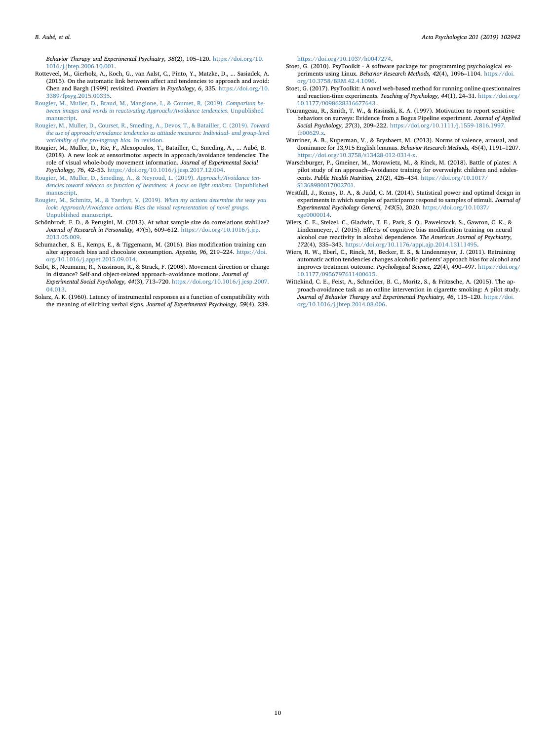Behavior Therapy and Experimental Psychiatry, 38*(2), 105–120. https://doi.org/10.1016/j.jbtep.2006.10.001.

Rotteveel, M., Gierholz, A., Koch, G., van Aalst, C., Pinto, Y., Matzke, D., ... Sasiadek, A. (2015). On the automatic link between affect and tendencies to approach and avoid: Chen and Bargh (1999) revisited. *Frontiers in Psychology, 6*, 335. https://doi.org/10.3389/fpsyg.2015.00335.

Rougier, M., Muller, D., Braud, M., Mangione, I., & Courset, R. (2019). *Comparison between images and words in reactivating Approach/Avoidance tendencies.* Unpublished manuscript.

Rougier, M., Muller, D., Courset, R., Smeding, A., Devos, T., & Batailler, C. (2019). *Toward the use of approach/avoidance tendencies as attitude measures: Individual- and group-level variability of the pro-ingroup bias.* In revision.

Rougier, M., Muller, D., Ric, F., Alexopoulos, T., Batailler, C., Smeding, A., ... Aubé, B. (2018). A new look at sensorimotor aspects in approach/avoidance tendencies: The role of visual whole-body movement information. *Journal of Experimental Social Psychology, 76*, 42–53. https://doi.org/10.1016/j.jesp.2017.12.004.

Rougier, M., Muller, D., Smeding, A., & Neyroud, L. (2019). *Approach/Avoidance tendencies toward tobacco as function of heaviness: A focus on light smokers.* Unpublished manuscript.

Rougier, M., Schmitz, M., & Yzerbyt, V. (2019). *When my actions determine the way you look: Approach/Avoidance actions Bias the visual representation of novel groups.* Unpublished manuscript.

Schönbrodt, F. D., & Perugini, M. (2013). At what sample size do correlations stabilize? *Journal of Research in Personality, 47*(5), 609–612. https://doi.org/10.1016/j.jrp.2013.05.009.

Schumacher, S. E., Kemps, E., & Tiggemann, M. (2016). Bias modification training can alter approach bias and chocolate consumption. *Appetite, 96*, 219–224. https://doi.org/10.1016/j.appet.2015.09.014.

Seibt, B., Neumann, R., Nussinson, R., & Strack, F. (2008). Movement direction or change in distance? Self-and object-related approach–avoidance motions. *Journal of Experimental Social Psychology, 44*(3), 713–720. https://doi.org/10.1016/j.jesp.2007.04.013.

Solarz, A. K. (1960). Latency of instrumental responses as a function of compatibility with the meaning of eliciting verbal signs. *Journal of Experimental Psychology, 59*(4), 239. https://doi.org/10.1037/h0047274.

Stoet, G. (2010). PsyToolkit - A software package for programming psychological experiments using Linux. *Behavior Research Methods, 42*(4), 1096–1104. https://doi.org/10.3758/BRM.42.4.1096.

Stoet, G. (2017). PsyToolkit: A novel web-based method for running online questionnaires and reaction-time experiments. *Teaching of Psychology, 44*(1), 24–31. https://doi.org/10.1177/0098628316677643.

Tourangeau, R., Smith, T. W., & Rasinski, K. A. (1997). Motivation to report sensitive behaviors on surveys: Evidence from a Bogus Pipeline experiment. *Journal of Applied Social Psychology, 27*(3), 209–222. https://doi.org/10.1111/j.1559-1816.1997.tb00629.x.

Warriner, A. B., Kuperman, V., & Brysbaert, M. (2013). Norms of valence, arousal, and dominance for 13,915 English lemmas. *Behavior Research Methods, 45*(4), 1191–1207. https://doi.org/10.3758/s13428-012-0314-x.

Warschburger, P., Gmeiner, M., Morawietz, M., & Rinck, M. (2018). Battle of plates: A pilot study of an approach–Avoidance training for overweight children and adolescents. *Public Health Nutrition, 21*(2), 426–434. https://doi.org/10.1017/S1368980017002701.

Westfall, J., Kenny, D. A., & Judd, C. M. (2014). Statistical power and optimal design in experiments in which samples of participants respond to samples of stimuli. *Journal of Experimental Psychology General, 143*(5), 2020. https://doi.org/10.1037/xge0000014.

Wiers, C. E., Stelzel, C., Gladwin, T. E., Park, S. Q., Pawelczack, S., Gawron, C. K., & Lindenmeyer, J. (2015). Effects of cognitive bias modification training on neural alcohol cue reactivity in alcohol dependence. *The American Journal of Psychiatry, 172*(4), 335–343. https://doi.org/10.1176/appi.ajp.2014.13111495.

Wiers, R. W., Eberl, C., Rinck, M., Becker, E. S., & Lindenmeyer, J. (2011). Retraining automatic action tendencies changes alcoholic patients' approach bias for alcohol and improves treatment outcome. *Psychological Science, 22*(4), 490–497. https://doi.org/10.1177/0956797611400615.

Wittekind, C. E., Feist, A., Schneider, B. C., Moritz, S., & Fritzsche, A. (2015). The approach-avoidance task as an online intervention in cigarette smoking: A pilot study. *Journal of Behavior Therapy and Experimental Psychiatry, 46*, 115–120. https://doi.org/10.1016/j.jbtep.2014.08.006.